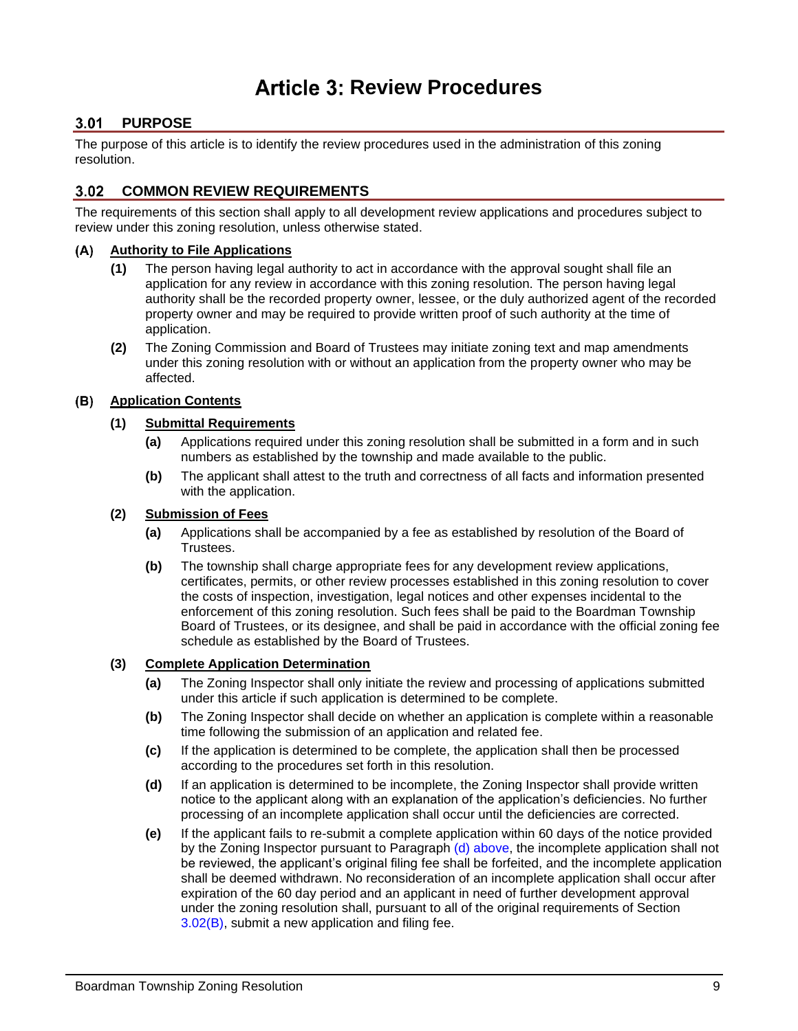# Article 3: Review Procedures

## 3.01 PURPOSE

The purpose of this article is to identify the review procedures used in the administration of this zoning resolution.

## 3.02 COMMON REVIEW REQUIREMENTS

The requirements of this section shall apply to all development review applications and procedures subject to review under this zoning resolution, unless otherwise stated.

### (A) Authority to File Applications

**(1)** The person having legal authority to act in accordance with the approval sought shall file an application for any review in accordance with this zoning resolution. The person having legal authority shall be the recorded property owner, lessee, or the duly authorized agent of the recorded property owner and may be required to provide written proof of such authority at the time of application.

**(2)** The Zoning Commission and Board of Trustees may initiate zoning text and map amendments under this zoning resolution with or without an application from the property owner who may be affected.

### (B) Application Contents

#### (1) Submittal Requirements

**(a)** Applications required under this zoning resolution shall be submitted in a form and in such numbers as established by the township and made available to the public.

**(b)** The applicant shall attest to the truth and correctness of all facts and information presented with the application.

#### (2) Submission of Fees

**(a)** Applications shall be accompanied by a fee as established by resolution of the Board of Trustees.

**(b)** The township shall charge appropriate fees for any development review applications, certificates, permits, or other review processes established in this zoning resolution to cover the costs of inspection, investigation, legal notices and other expenses incidental to the enforcement of this zoning resolution. Such fees shall be paid to the Boardman Township Board of Trustees, or its designee, and shall be paid in accordance with the official zoning fee schedule as established by the Board of Trustees.

#### (3) Complete Application Determination

**(a)** The Zoning Inspector shall only initiate the review and processing of applications submitted under this article if such application is determined to be complete.

**(b)** The Zoning Inspector shall decide on whether an application is complete within a reasonable time following the submission of an application and related fee.

**(c)** If the application is determined to be complete, the application shall then be processed according to the procedures set forth in this resolution.

**(d)** If an application is determined to be incomplete, the Zoning Inspector shall provide written notice to the applicant along with an explanation of the application's deficiencies. No further processing of an incomplete application shall occur until the deficiencies are corrected.

**(e)** If the applicant fails to re-submit a complete application within 60 days of the notice provided by the Zoning Inspector pursuant to Paragraph (d) above, the incomplete application shall not be reviewed, the applicant's original filing fee shall be forfeited, and the incomplete application shall be deemed withdrawn. No reconsideration of an incomplete application shall occur after expiration of the 60 day period and an applicant in need of further development approval under the zoning resolution shall, pursuant to all of the original requirements of Section 3.02(B), submit a new application and filing fee.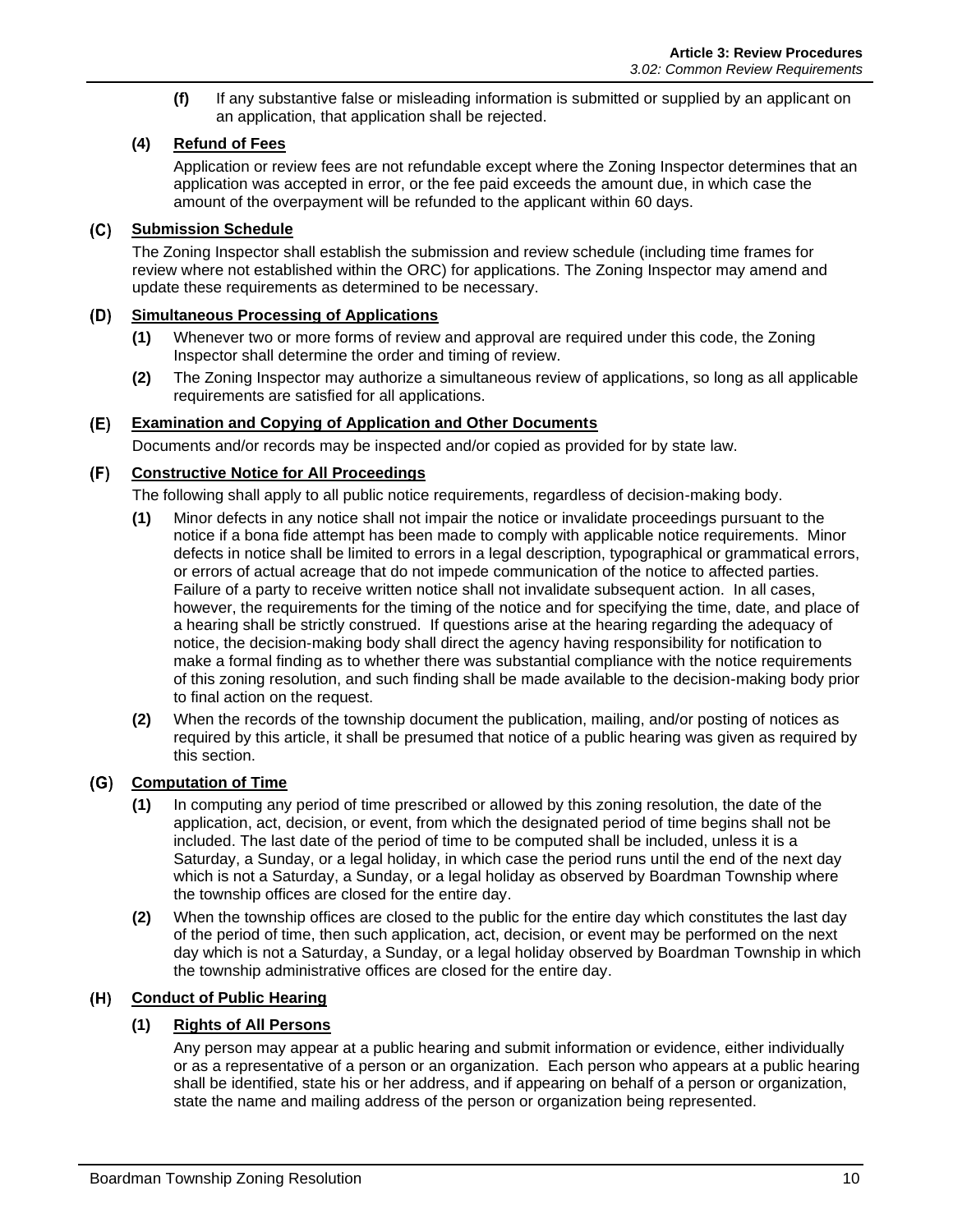**(f)** If any substantive false or misleading information is submitted or supplied by an applicant on an application, that application shall be rejected.

**(4) Refund of Fees**

Application or review fees are not refundable except where the Zoning Inspector determines that an application was accepted in error, or the fee paid exceeds the amount due, in which case the amount of the overpayment will be refunded to the applicant within 60 days.

### (C) Submission Schedule

The Zoning Inspector shall establish the submission and review schedule (including time frames for review where not established within the ORC) for applications. The Zoning Inspector may amend and update these requirements as determined to be necessary.

### (D) Simultaneous Processing of Applications

**(1)** Whenever two or more forms of review and approval are required under this code, the Zoning Inspector shall determine the order and timing of review.

**(2)** The Zoning Inspector may authorize a simultaneous review of applications, so long as all applicable requirements are satisfied for all applications.

### (E) Examination and Copying of Application and Other Documents

Documents and/or records may be inspected and/or copied as provided for by state law.

### (F) Constructive Notice for All Proceedings

The following shall apply to all public notice requirements, regardless of decision-making body.

**(1)** Minor defects in any notice shall not impair the notice or invalidate proceedings pursuant to the notice if a bona fide attempt has been made to comply with applicable notice requirements. Minor defects in notice shall be limited to errors in a legal description, typographical or grammatical errors, or errors of actual acreage that do not impede communication of the notice to affected parties. Failure of a party to receive written notice shall not invalidate subsequent action. In all cases, however, the requirements for the timing of the notice and for specifying the time, date, and place of a hearing shall be strictly construed. If questions arise at the hearing regarding the adequacy of notice, the decision-making body shall direct the agency having responsibility for notification to make a formal finding as to whether there was substantial compliance with the notice requirements of this zoning resolution, and such finding shall be made available to the decision-making body prior to final action on the request.

**(2)** When the records of the township document the publication, mailing, and/or posting of notices as required by this article, it shall be presumed that notice of a public hearing was given as required by this section.

### (G) Computation of Time

**(1)** In computing any period of time prescribed or allowed by this zoning resolution, the date of the application, act, decision, or event, from which the designated period of time begins shall not be included. The last date of the period of time to be computed shall be included, unless it is a Saturday, a Sunday, or a legal holiday, in which case the period runs until the end of the next day which is not a Saturday, a Sunday, or a legal holiday as observed by Boardman Township where the township offices are closed for the entire day.

**(2)** When the township offices are closed to the public for the entire day which constitutes the last day of the period of time, then such application, act, decision, or event may be performed on the next day which is not a Saturday, a Sunday, or a legal holiday observed by Boardman Township in which the township administrative offices are closed for the entire day.

### (H) Conduct of Public Hearing

**(1) Rights of All Persons**

Any person may appear at a public hearing and submit information or evidence, either individually or as a representative of a person or an organization. Each person who appears at a public hearing shall be identified, state his or her address, and if appearing on behalf of a person or organization, state the name and mailing address of the person or organization being represented.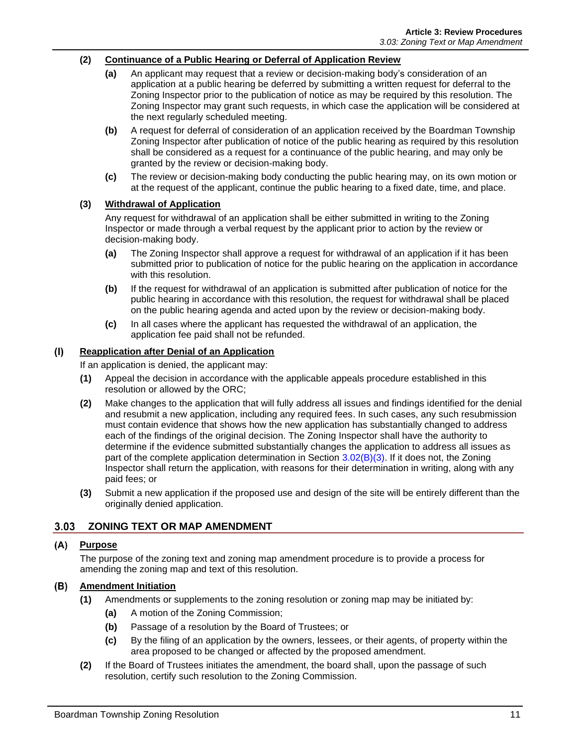**(2)** **Continuance of a Public Hearing or Deferral of Application Review**

- **(a)** An applicant may request that a review or decision-making body's consideration of an application at a public hearing be deferred by submitting a written request for deferral to the Zoning Inspector prior to the publication of notice as may be required by this resolution. The Zoning Inspector may grant such requests, in which case the application will be considered at the next regularly scheduled meeting.
- **(b)** A request for deferral of consideration of an application received by the Boardman Township Zoning Inspector after publication of notice of the public hearing as required by this resolution shall be considered as a request for a continuance of the public hearing, and may only be granted by the review or decision-making body.
- **(c)** The review or decision-making body conducting the public hearing may, on its own motion or at the request of the applicant, continue the public hearing to a fixed date, time, and place.

**(3)** **Withdrawal of Application**

Any request for withdrawal of an application shall be either submitted in writing to the Zoning Inspector or made through a verbal request by the applicant prior to action by the review or decision-making body.

- **(a)** The Zoning Inspector shall approve a request for withdrawal of an application if it has been submitted prior to publication of notice for the public hearing on the application in accordance with this resolution.
- **(b)** If the request for withdrawal of an application is submitted after publication of notice for the public hearing in accordance with this resolution, the request for withdrawal shall be placed on the public hearing agenda and acted upon by the review or decision-making body.
- **(c)** In all cases where the applicant has requested the withdrawal of an application, the application fee paid shall not be refunded.

### (I) Reapplication after Denial of an Application

If an application is denied, the applicant may:

- **(1)** Appeal the decision in accordance with the applicable appeals procedure established in this resolution or allowed by the ORC;
- **(2)** Make changes to the application that will fully address all issues and findings identified for the denial and resubmit a new application, including any required fees. In such cases, any such resubmission must contain evidence that shows how the new application has substantially changed to address each of the findings of the original decision. The Zoning Inspector shall have the authority to determine if the evidence submitted substantially changes the application to address all issues as part of the complete application determination in Section 3.02(B)(3). If it does not, the Zoning Inspector shall return the application, with reasons for their determination in writing, along with any paid fees; or
- **(3)** Submit a new application if the proposed use and design of the site will be entirely different than the originally denied application.

## 3.03 ZONING TEXT OR MAP AMENDMENT

### (A) Purpose

The purpose of the zoning text and zoning map amendment procedure is to provide a process for amending the zoning map and text of this resolution.

### (B) Amendment Initiation

- **(1)** Amendments or supplements to the zoning resolution or zoning map may be initiated by:
  - **(a)** A motion of the Zoning Commission;
  - **(b)** Passage of a resolution by the Board of Trustees; or
  - **(c)** By the filing of an application by the owners, lessees, or their agents, of property within the area proposed to be changed or affected by the proposed amendment.
- **(2)** If the Board of Trustees initiates the amendment, the board shall, upon the passage of such resolution, certify such resolution to the Zoning Commission.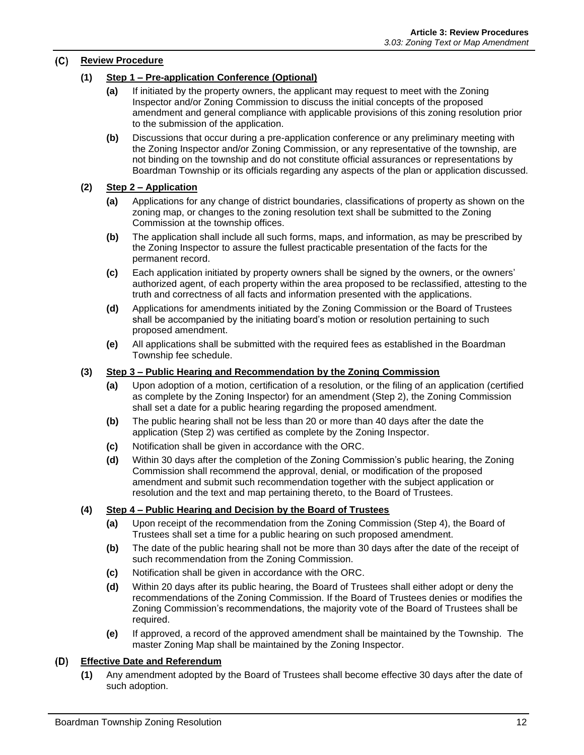### (C) Review Procedure

#### (1) Step 1 – Pre-application Conference (Optional)

**(a)** If initiated by the property owners, the applicant may request to meet with the Zoning Inspector and/or Zoning Commission to discuss the initial concepts of the proposed amendment and general compliance with applicable provisions of this zoning resolution prior to the submission of the application.

**(b)** Discussions that occur during a pre-application conference or any preliminary meeting with the Zoning Inspector and/or Zoning Commission, or any representative of the township, are not binding on the township and do not constitute official assurances or representations by Boardman Township or its officials regarding any aspects of the plan or application discussed.

#### (2) Step 2 – Application

**(a)** Applications for any change of district boundaries, classifications of property as shown on the zoning map, or changes to the zoning resolution text shall be submitted to the Zoning Commission at the township offices.

**(b)** The application shall include all such forms, maps, and information, as may be prescribed by the Zoning Inspector to assure the fullest practicable presentation of the facts for the permanent record.

**(c)** Each application initiated by property owners shall be signed by the owners, or the owners' authorized agent, of each property within the area proposed to be reclassified, attesting to the truth and correctness of all facts and information presented with the applications.

**(d)** Applications for amendments initiated by the Zoning Commission or the Board of Trustees shall be accompanied by the initiating board's motion or resolution pertaining to such proposed amendment.

**(e)** All applications shall be submitted with the required fees as established in the Boardman Township fee schedule.

#### (3) Step 3 – Public Hearing and Recommendation by the Zoning Commission

**(a)** Upon adoption of a motion, certification of a resolution, or the filing of an application (certified as complete by the Zoning Inspector) for an amendment (Step 2), the Zoning Commission shall set a date for a public hearing regarding the proposed amendment.

**(b)** The public hearing shall not be less than 20 or more than 40 days after the date the application (Step 2) was certified as complete by the Zoning Inspector.

**(c)** Notification shall be given in accordance with the ORC.

**(d)** Within 30 days after the completion of the Zoning Commission's public hearing, the Zoning Commission shall recommend the approval, denial, or modification of the proposed amendment and submit such recommendation together with the subject application or resolution and the text and map pertaining thereto, to the Board of Trustees.

#### (4) Step 4 – Public Hearing and Decision by the Board of Trustees

**(a)** Upon receipt of the recommendation from the Zoning Commission (Step 4), the Board of Trustees shall set a time for a public hearing on such proposed amendment.

**(b)** The date of the public hearing shall not be more than 30 days after the date of the receipt of such recommendation from the Zoning Commission.

**(c)** Notification shall be given in accordance with the ORC.

**(d)** Within 20 days after its public hearing, the Board of Trustees shall either adopt or deny the recommendations of the Zoning Commission. If the Board of Trustees denies or modifies the Zoning Commission's recommendations, the majority vote of the Board of Trustees shall be required.

**(e)** If approved, a record of the approved amendment shall be maintained by the Township. The master Zoning Map shall be maintained by the Zoning Inspector.

### (D) Effective Date and Referendum

**(1)** Any amendment adopted by the Board of Trustees shall become effective 30 days after the date of such adoption.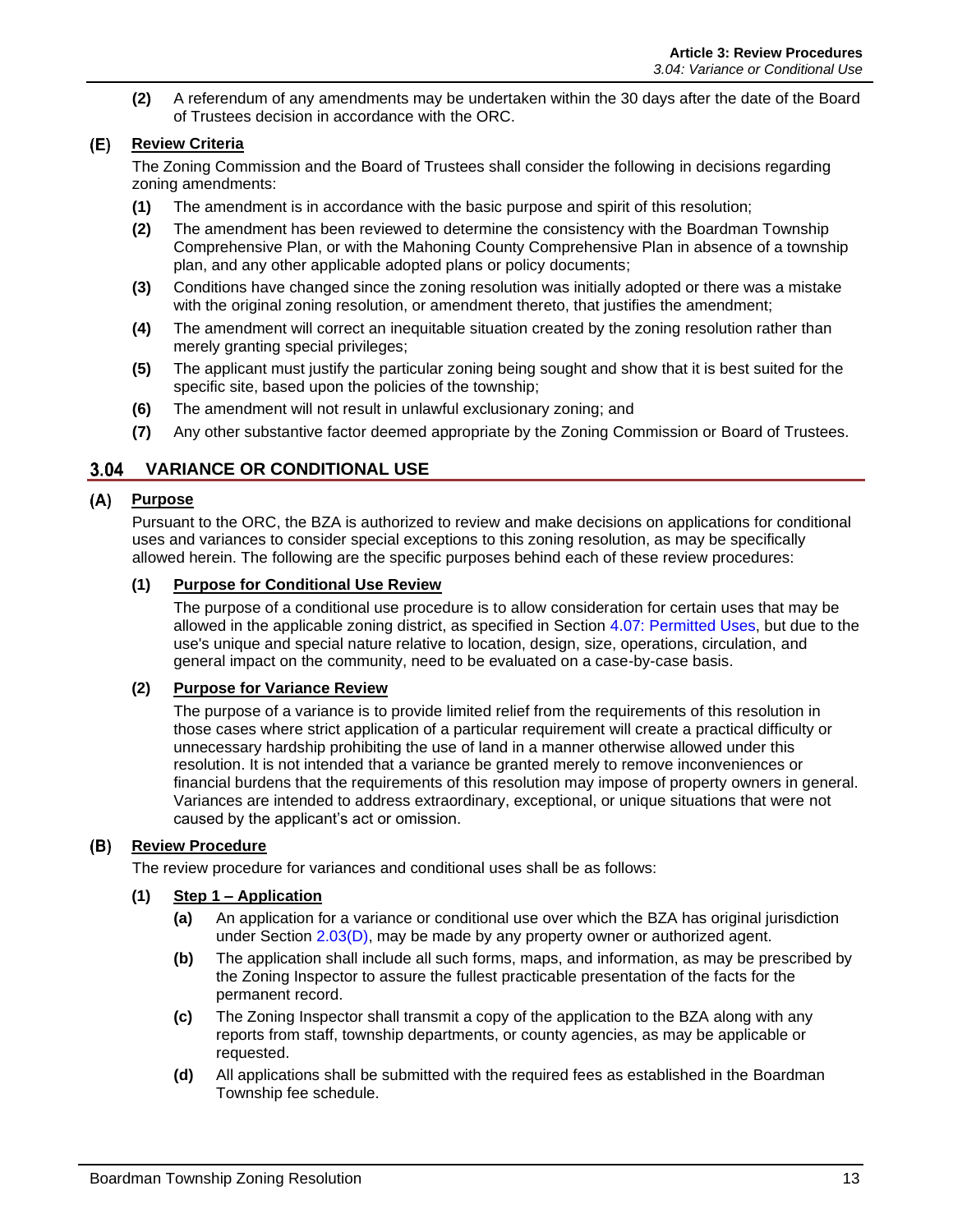**(2)** A referendum of any amendments may be undertaken within the 30 days after the date of the Board of Trustees decision in accordance with the ORC.

### (E) Review Criteria

The Zoning Commission and the Board of Trustees shall consider the following in decisions regarding zoning amendments:

**(1)** The amendment is in accordance with the basic purpose and spirit of this resolution;

**(2)** The amendment has been reviewed to determine the consistency with the Boardman Township Comprehensive Plan, or with the Mahoning County Comprehensive Plan in absence of a township plan, and any other applicable adopted plans or policy documents;

**(3)** Conditions have changed since the zoning resolution was initially adopted or there was a mistake with the original zoning resolution, or amendment thereto, that justifies the amendment;

**(4)** The amendment will correct an inequitable situation created by the zoning resolution rather than merely granting special privileges;

**(5)** The applicant must justify the particular zoning being sought and show that it is best suited for the specific site, based upon the policies of the township;

**(6)** The amendment will not result in unlawful exclusionary zoning; and

**(7)** Any other substantive factor deemed appropriate by the Zoning Commission or Board of Trustees.

## 3.04 VARIANCE OR CONDITIONAL USE

### (A) Purpose

Pursuant to the ORC, the BZA is authorized to review and make decisions on applications for conditional uses and variances to consider special exceptions to this zoning resolution, as may be specifically allowed herein. The following are the specific purposes behind each of these review procedures:

#### (1) Purpose for Conditional Use Review

The purpose of a conditional use procedure is to allow consideration for certain uses that may be allowed in the applicable zoning district, as specified in Section 4.07: Permitted Uses, but due to the use's unique and special nature relative to location, design, size, operations, circulation, and general impact on the community, need to be evaluated on a case-by-case basis.

#### (2) Purpose for Variance Review

The purpose of a variance is to provide limited relief from the requirements of this resolution in those cases where strict application of a particular requirement will create a practical difficulty or unnecessary hardship prohibiting the use of land in a manner otherwise allowed under this resolution. It is not intended that a variance be granted merely to remove inconveniences or financial burdens that the requirements of this resolution may impose of property owners in general. Variances are intended to address extraordinary, exceptional, or unique situations that were not caused by the applicant's act or omission.

### (B) Review Procedure

The review procedure for variances and conditional uses shall be as follows:

#### (1) Step 1 – Application

**(a)** An application for a variance or conditional use over which the BZA has original jurisdiction under Section 2.03(D), may be made by any property owner or authorized agent.

**(b)** The application shall include all such forms, maps, and information, as may be prescribed by the Zoning Inspector to assure the fullest practicable presentation of the facts for the permanent record.

**(c)** The Zoning Inspector shall transmit a copy of the application to the BZA along with any reports from staff, township departments, or county agencies, as may be applicable or requested.

**(d)** All applications shall be submitted with the required fees as established in the Boardman Township fee schedule.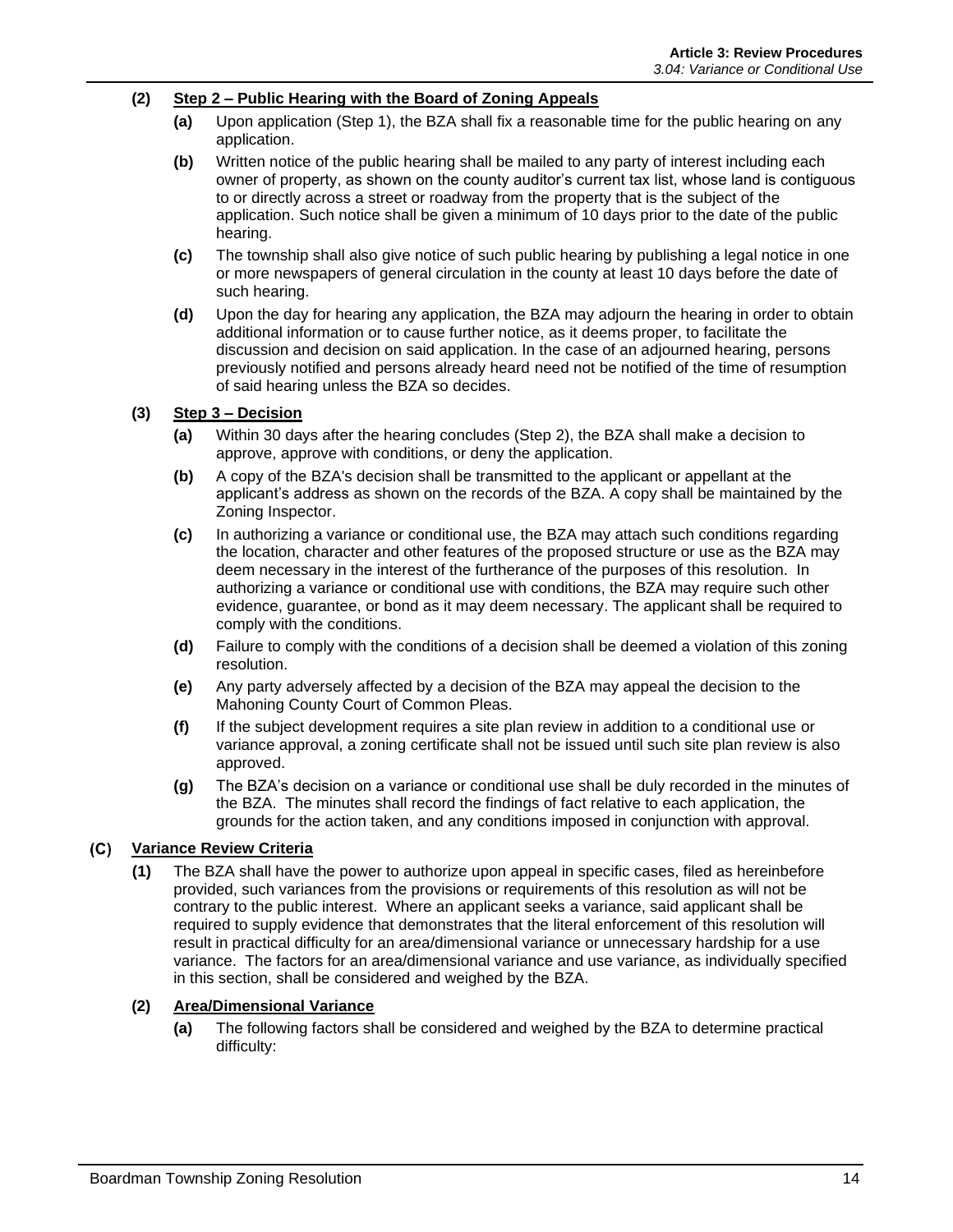**(2) Step 2 – Public Hearing with the Board of Zoning Appeals**

**(a)** Upon application (Step 1), the BZA shall fix a reasonable time for the public hearing on any application.

**(b)** Written notice of the public hearing shall be mailed to any party of interest including each owner of property, as shown on the county auditor's current tax list, whose land is contiguous to or directly across a street or roadway from the property that is the subject of the application. Such notice shall be given a minimum of 10 days prior to the date of the public hearing.

**(c)** The township shall also give notice of such public hearing by publishing a legal notice in one or more newspapers of general circulation in the county at least 10 days before the date of such hearing.

**(d)** Upon the day for hearing any application, the BZA may adjourn the hearing in order to obtain additional information or to cause further notice, as it deems proper, to facilitate the discussion and decision on said application. In the case of an adjourned hearing, persons previously notified and persons already heard need not be notified of the time of resumption of said hearing unless the BZA so decides.

**(3) Step 3 – Decision**

**(a)** Within 30 days after the hearing concludes (Step 2), the BZA shall make a decision to approve, approve with conditions, or deny the application.

**(b)** A copy of the BZA's decision shall be transmitted to the applicant or appellant at the applicant's address as shown on the records of the BZA. A copy shall be maintained by the Zoning Inspector.

**(c)** In authorizing a variance or conditional use, the BZA may attach such conditions regarding the location, character and other features of the proposed structure or use as the BZA may deem necessary in the interest of the furtherance of the purposes of this resolution. In authorizing a variance or conditional use with conditions, the BZA may require such other evidence, guarantee, or bond as it may deem necessary. The applicant shall be required to comply with the conditions.

**(d)** Failure to comply with the conditions of a decision shall be deemed a violation of this zoning resolution.

**(e)** Any party adversely affected by a decision of the BZA may appeal the decision to the Mahoning County Court of Common Pleas.

**(f)** If the subject development requires a site plan review in addition to a conditional use or variance approval, a zoning certificate shall not be issued until such site plan review is also approved.

**(g)** The BZA's decision on a variance or conditional use shall be duly recorded in the minutes of the BZA. The minutes shall record the findings of fact relative to each application, the grounds for the action taken, and any conditions imposed in conjunction with approval.

**(C) Variance Review Criteria**

**(1)** The BZA shall have the power to authorize upon appeal in specific cases, filed as hereinbefore provided, such variances from the provisions or requirements of this resolution as will not be contrary to the public interest. Where an applicant seeks a variance, said applicant shall be required to supply evidence that demonstrates that the literal enforcement of this resolution will result in practical difficulty for an area/dimensional variance or unnecessary hardship for a use variance. The factors for an area/dimensional variance and use variance, as individually specified in this section, shall be considered and weighed by the BZA.

**(2) Area/Dimensional Variance**

**(a)** The following factors shall be considered and weighed by the BZA to determine practical difficulty: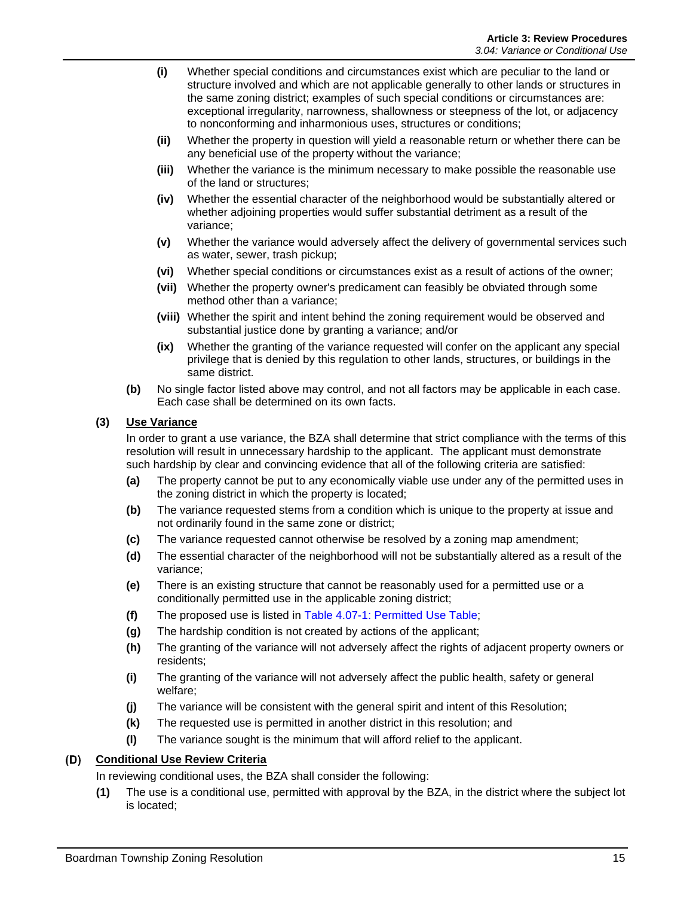(i) Whether special conditions and circumstances exist which are peculiar to the land or structure involved and which are not applicable generally to other lands or structures in the same zoning district; examples of such special conditions or circumstances are: exceptional irregularity, narrowness, shallowness or steepness of the lot, or adjacency to nonconforming and inharmonious uses, structures or conditions;

(ii) Whether the property in question will yield a reasonable return or whether there can be any beneficial use of the property without the variance;

(iii) Whether the variance is the minimum necessary to make possible the reasonable use of the land or structures;

(iv) Whether the essential character of the neighborhood would be substantially altered or whether adjoining properties would suffer substantial detriment as a result of the variance;

(v) Whether the variance would adversely affect the delivery of governmental services such as water, sewer, trash pickup;

(vi) Whether special conditions or circumstances exist as a result of actions of the owner;

(vii) Whether the property owner's predicament can feasibly be obviated through some method other than a variance;

(viii) Whether the spirit and intent behind the zoning requirement would be observed and substantial justice done by granting a variance; and/or

(ix) Whether the granting of the variance requested will confer on the applicant any special privilege that is denied by this regulation to other lands, structures, or buildings in the same district.

**(b)** No single factor listed above may control, and not all factors may be applicable in each case. Each case shall be determined on its own facts.

**(3) Use Variance**

In order to grant a use variance, the BZA shall determine that strict compliance with the terms of this resolution will result in unnecessary hardship to the applicant. The applicant must demonstrate such hardship by clear and convincing evidence that all of the following criteria are satisfied:

**(a)** The property cannot be put to any economically viable use under any of the permitted uses in the zoning district in which the property is located;

**(b)** The variance requested stems from a condition which is unique to the property at issue and not ordinarily found in the same zone or district;

**(c)** The variance requested cannot otherwise be resolved by a zoning map amendment;

**(d)** The essential character of the neighborhood will not be substantially altered as a result of the variance;

**(e)** There is an existing structure that cannot be reasonably used for a permitted use or a conditionally permitted use in the applicable zoning district;

**(f)** The proposed use is listed in Table 4.07-1: Permitted Use Table;

**(g)** The hardship condition is not created by actions of the applicant;

**(h)** The granting of the variance will not adversely affect the rights of adjacent property owners or residents;

**(i)** The granting of the variance will not adversely affect the public health, safety or general welfare;

**(j)** The variance will be consistent with the general spirit and intent of this Resolution;

**(k)** The requested use is permitted in another district in this resolution; and

**(l)** The variance sought is the minimum that will afford relief to the applicant.

**(D) Conditional Use Review Criteria**

In reviewing conditional uses, the BZA shall consider the following:

**(1)** The use is a conditional use, permitted with approval by the BZA, in the district where the subject lot is located;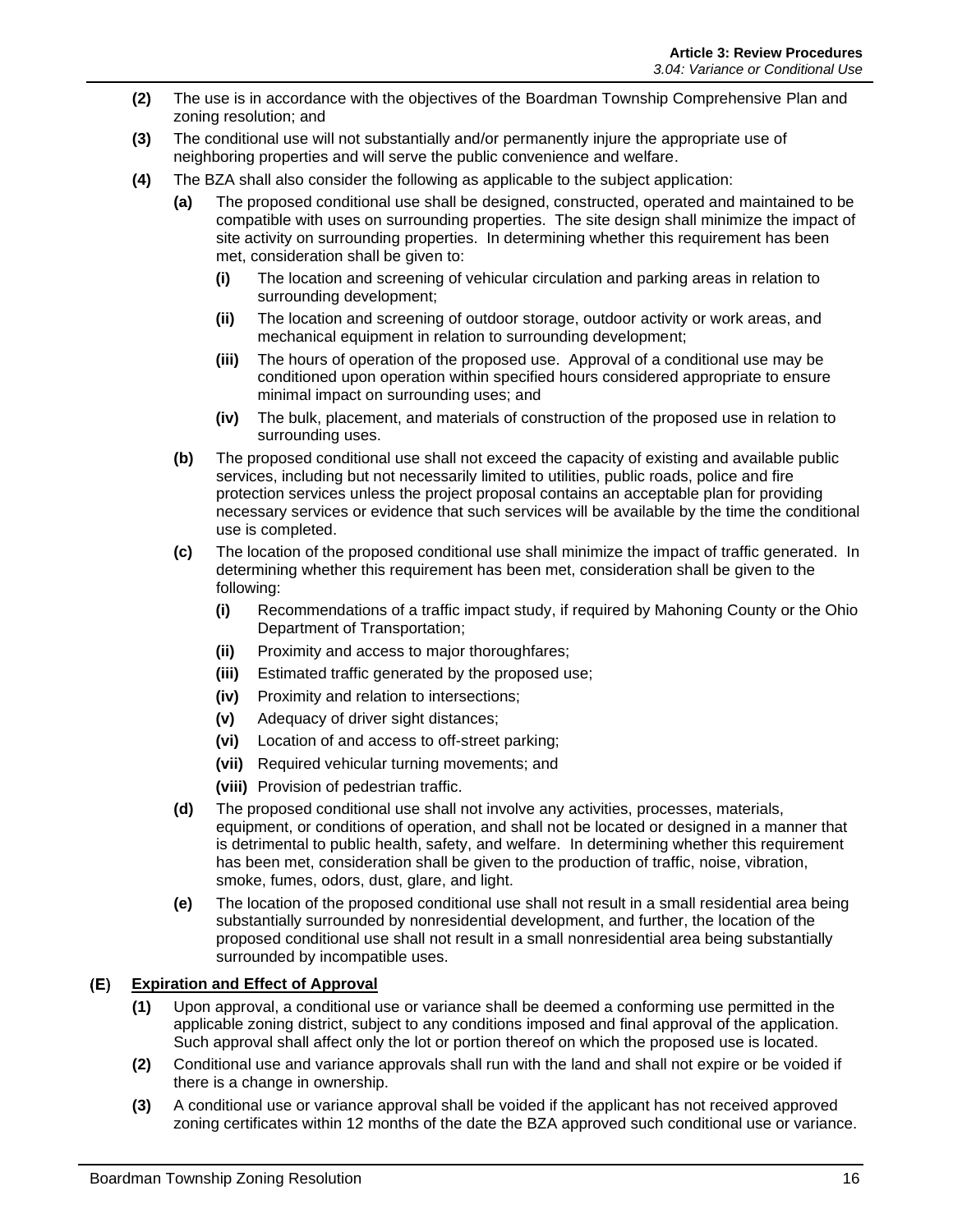**(2)** The use is in accordance with the objectives of the Boardman Township Comprehensive Plan and zoning resolution; and

**(3)** The conditional use will not substantially and/or permanently injure the appropriate use of neighboring properties and will serve the public convenience and welfare.

**(4)** The BZA shall also consider the following as applicable to the subject application:

- **(a)** The proposed conditional use shall be designed, constructed, operated and maintained to be compatible with uses on surrounding properties. The site design shall minimize the impact of site activity on surrounding properties. In determining whether this requirement has been met, consideration shall be given to:
  - **(i)** The location and screening of vehicular circulation and parking areas in relation to surrounding development;
  - **(ii)** The location and screening of outdoor storage, outdoor activity or work areas, and mechanical equipment in relation to surrounding development;
  - **(iii)** The hours of operation of the proposed use. Approval of a conditional use may be conditioned upon operation within specified hours considered appropriate to ensure minimal impact on surrounding uses; and
  - **(iv)** The bulk, placement, and materials of construction of the proposed use in relation to surrounding uses.
- **(b)** The proposed conditional use shall not exceed the capacity of existing and available public services, including but not necessarily limited to utilities, public roads, police and fire protection services unless the project proposal contains an acceptable plan for providing necessary services or evidence that such services will be available by the time the conditional use is completed.
- **(c)** The location of the proposed conditional use shall minimize the impact of traffic generated. In determining whether this requirement has been met, consideration shall be given to the following:
  - **(i)** Recommendations of a traffic impact study, if required by Mahoning County or the Ohio Department of Transportation;
  - **(ii)** Proximity and access to major thoroughfares;
  - **(iii)** Estimated traffic generated by the proposed use;
  - **(iv)** Proximity and relation to intersections;
  - **(v)** Adequacy of driver sight distances;
  - **(vi)** Location of and access to off-street parking;
  - **(vii)** Required vehicular turning movements; and
  - **(viii)** Provision of pedestrian traffic.
- **(d)** The proposed conditional use shall not involve any activities, processes, materials, equipment, or conditions of operation, and shall not be located or designed in a manner that is detrimental to public health, safety, and welfare. In determining whether this requirement has been met, consideration shall be given to the production of traffic, noise, vibration, smoke, fumes, odors, dust, glare, and light.
- **(e)** The location of the proposed conditional use shall not result in a small residential area being substantially surrounded by nonresidential development, and further, the location of the proposed conditional use shall not result in a small nonresidential area being substantially surrounded by incompatible uses.

### (E) Expiration and Effect of Approval

**(1)** Upon approval, a conditional use or variance shall be deemed a conforming use permitted in the applicable zoning district, subject to any conditions imposed and final approval of the application. Such approval shall affect only the lot or portion thereof on which the proposed use is located.

**(2)** Conditional use and variance approvals shall run with the land and shall not expire or be voided if there is a change in ownership.

**(3)** A conditional use or variance approval shall be voided if the applicant has not received approved zoning certificates within 12 months of the date the BZA approved such conditional use or variance.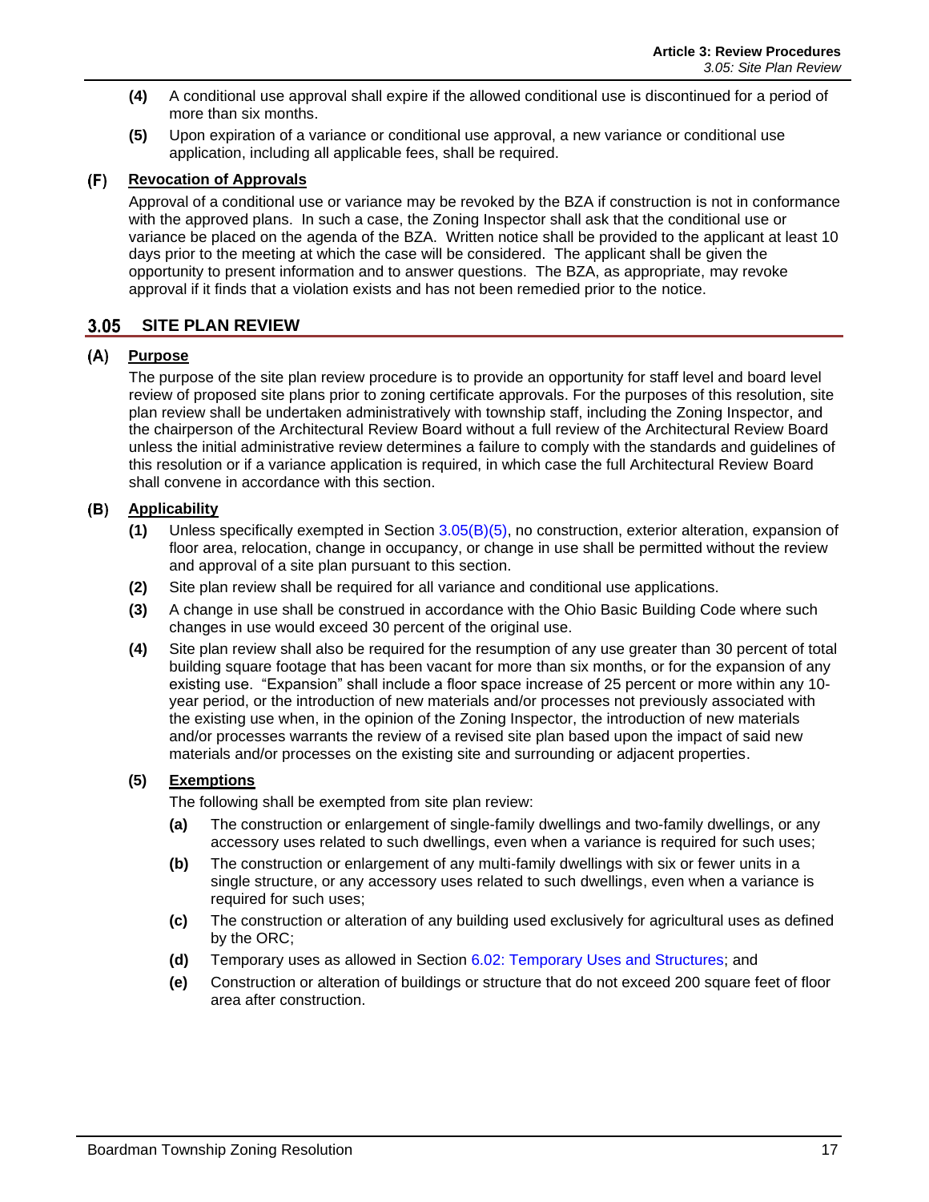**(4)** A conditional use approval shall expire if the allowed conditional use is discontinued for a period of more than six months.

**(5)** Upon expiration of a variance or conditional use approval, a new variance or conditional use application, including all applicable fees, shall be required.

### (F) Revocation of Approvals

Approval of a conditional use or variance may be revoked by the BZA if construction is not in conformance with the approved plans. In such a case, the Zoning Inspector shall ask that the conditional use or variance be placed on the agenda of the BZA. Written notice shall be provided to the applicant at least 10 days prior to the meeting at which the case will be considered. The applicant shall be given the opportunity to present information and to answer questions. The BZA, as appropriate, may revoke approval if it finds that a violation exists and has not been remedied prior to the notice.

## 3.05 SITE PLAN REVIEW

### (A) Purpose

The purpose of the site plan review procedure is to provide an opportunity for staff level and board level review of proposed site plans prior to zoning certificate approvals. For the purposes of this resolution, site plan review shall be undertaken administratively with township staff, including the Zoning Inspector, and the chairperson of the Architectural Review Board without a full review of the Architectural Review Board unless the initial administrative review determines a failure to comply with the standards and guidelines of this resolution or if a variance application is required, in which case the full Architectural Review Board shall convene in accordance with this section.

### (B) Applicability

**(1)** Unless specifically exempted in Section 3.05(B)(5), no construction, exterior alteration, expansion of floor area, relocation, change in occupancy, or change in use shall be permitted without the review and approval of a site plan pursuant to this section.

**(2)** Site plan review shall be required for all variance and conditional use applications.

**(3)** A change in use shall be construed in accordance with the Ohio Basic Building Code where such changes in use would exceed 30 percent of the original use.

**(4)** Site plan review shall also be required for the resumption of any use greater than 30 percent of total building square footage that has been vacant for more than six months, or for the expansion of any existing use. "Expansion" shall include a floor space increase of 25 percent or more within any 10-year period, or the introduction of new materials and/or processes not previously associated with the existing use when, in the opinion of the Zoning Inspector, the introduction of new materials and/or processes warrants the review of a revised site plan based upon the impact of said new materials and/or processes on the existing site and surrounding or adjacent properties.

**(5) Exemptions**

The following shall be exempted from site plan review:

**(a)** The construction or enlargement of single-family dwellings and two-family dwellings, or any accessory uses related to such dwellings, even when a variance is required for such uses;

**(b)** The construction or enlargement of any multi-family dwellings with six or fewer units in a single structure, or any accessory uses related to such dwellings, even when a variance is required for such uses;

**(c)** The construction or alteration of any building used exclusively for agricultural uses as defined by the ORC;

**(d)** Temporary uses as allowed in Section 6.02: Temporary Uses and Structures; and

**(e)** Construction or alteration of buildings or structure that do not exceed 200 square feet of floor area after construction.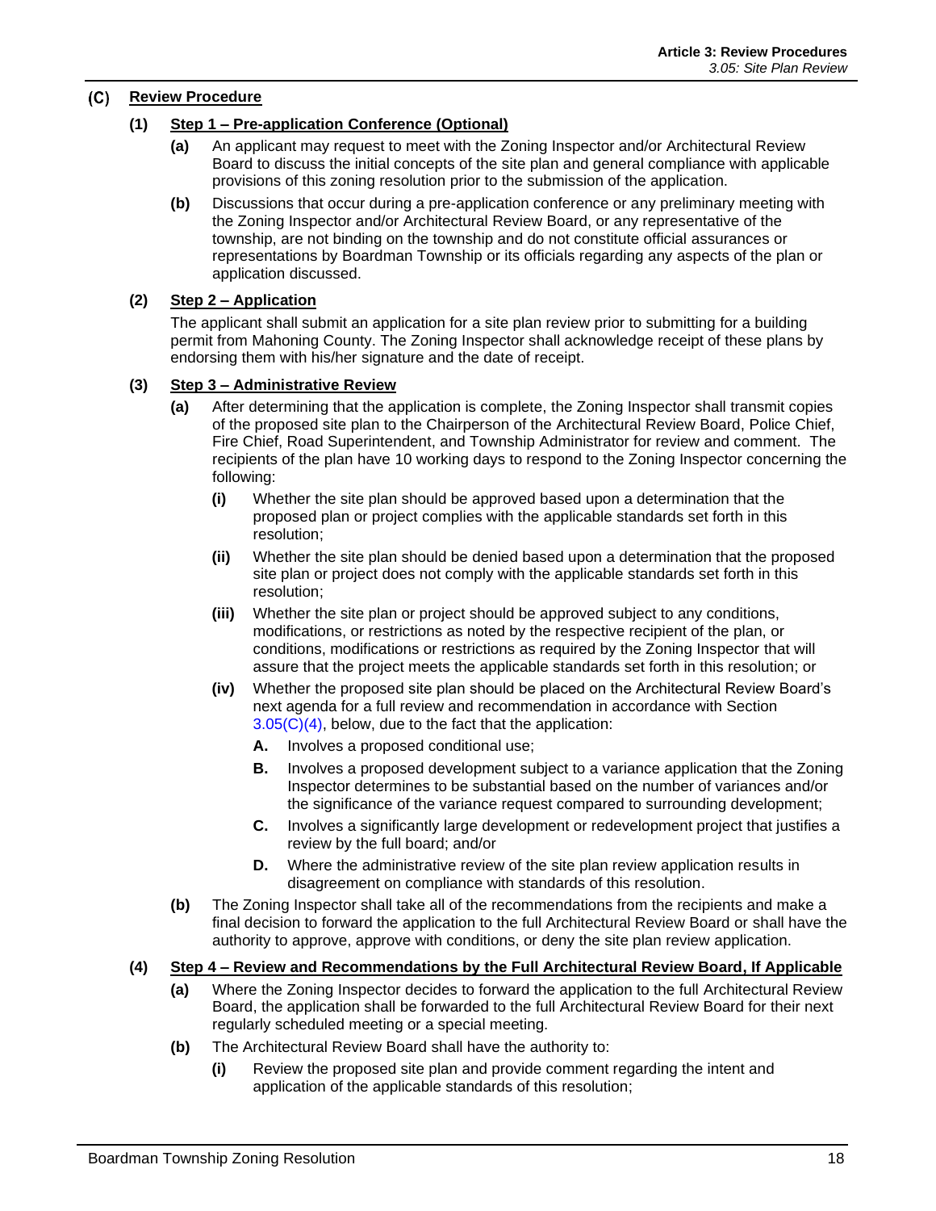### (C) Review Procedure

**(1) Step 1 – Pre-application Conference (Optional)**

**(a)** An applicant may request to meet with the Zoning Inspector and/or Architectural Review Board to discuss the initial concepts of the site plan and general compliance with applicable provisions of this zoning resolution prior to the submission of the application.

**(b)** Discussions that occur during a pre-application conference or any preliminary meeting with the Zoning Inspector and/or Architectural Review Board, or any representative of the township, are not binding on the township and do not constitute official assurances or representations by Boardman Township or its officials regarding any aspects of the plan or application discussed.

**(2) Step 2 – Application**

The applicant shall submit an application for a site plan review prior to submitting for a building permit from Mahoning County. The Zoning Inspector shall acknowledge receipt of these plans by endorsing them with his/her signature and the date of receipt.

**(3) Step 3 – Administrative Review**

**(a)** After determining that the application is complete, the Zoning Inspector shall transmit copies of the proposed site plan to the Chairperson of the Architectural Review Board, Police Chief, Fire Chief, Road Superintendent, and Township Administrator for review and comment. The recipients of the plan have 10 working days to respond to the Zoning Inspector concerning the following:

**(i)** Whether the site plan should be approved based upon a determination that the proposed plan or project complies with the applicable standards set forth in this resolution;

**(ii)** Whether the site plan should be denied based upon a determination that the proposed site plan or project does not comply with the applicable standards set forth in this resolution;

**(iii)** Whether the site plan or project should be approved subject to any conditions, modifications, or restrictions as noted by the respective recipient of the plan, or conditions, modifications or restrictions as required by the Zoning Inspector that will assure that the project meets the applicable standards set forth in this resolution; or

**(iv)** Whether the proposed site plan should be placed on the Architectural Review Board's next agenda for a full review and recommendation in accordance with Section 3.05(C)(4), below, due to the fact that the application:

**A.** Involves a proposed conditional use;

**B.** Involves a proposed development subject to a variance application that the Zoning Inspector determines to be substantial based on the number of variances and/or the significance of the variance request compared to surrounding development;

**C.** Involves a significantly large development or redevelopment project that justifies a review by the full board; and/or

**D.** Where the administrative review of the site plan review application results in disagreement on compliance with standards of this resolution.

**(b)** The Zoning Inspector shall take all of the recommendations from the recipients and make a final decision to forward the application to the full Architectural Review Board or shall have the authority to approve, approve with conditions, or deny the site plan review application.

**(4) Step 4 – Review and Recommendations by the Full Architectural Review Board, If Applicable**

**(a)** Where the Zoning Inspector decides to forward the application to the full Architectural Review Board, the application shall be forwarded to the full Architectural Review Board for their next regularly scheduled meeting or a special meeting.

**(b)** The Architectural Review Board shall have the authority to:

**(i)** Review the proposed site plan and provide comment regarding the intent and application of the applicable standards of this resolution;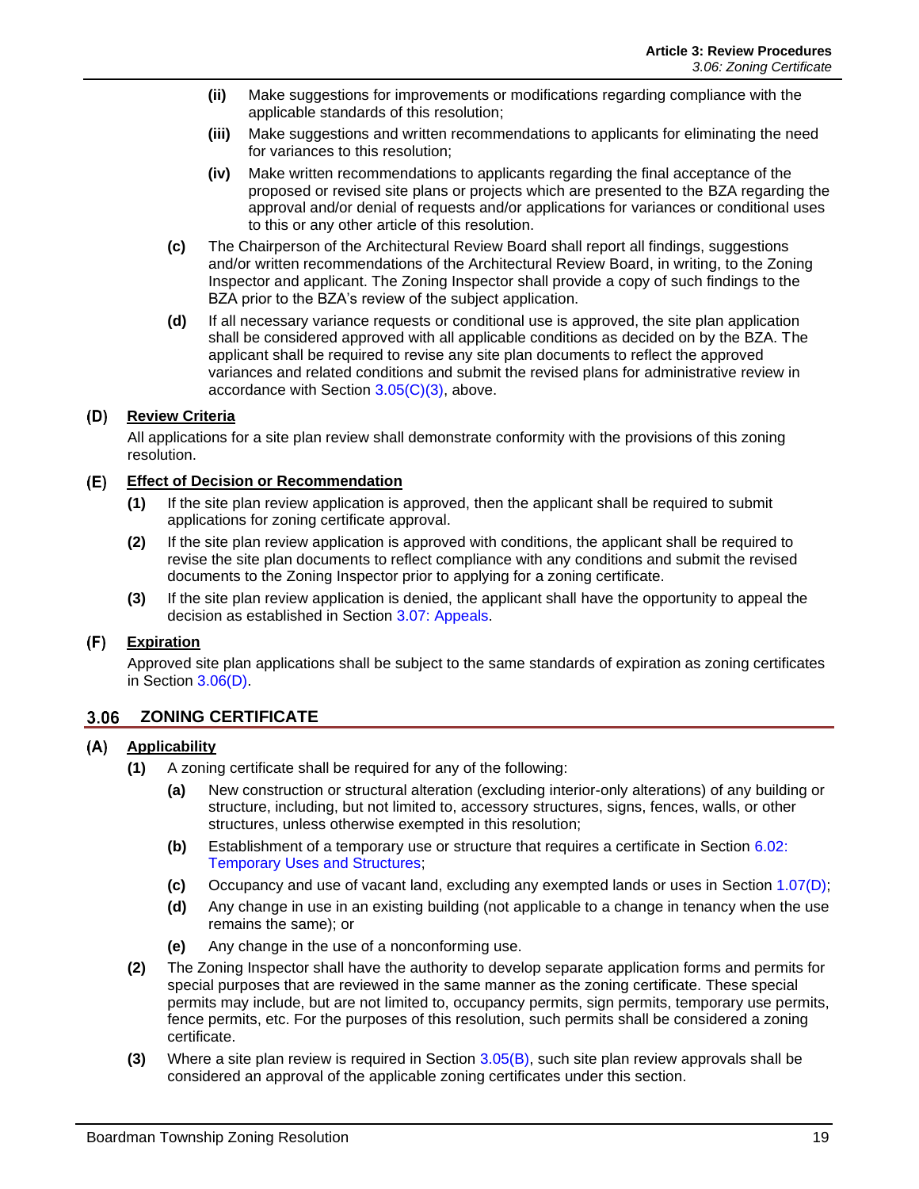(ii) Make suggestions for improvements or modifications regarding compliance with the applicable standards of this resolution;

(iii) Make suggestions and written recommendations to applicants for eliminating the need for variances to this resolution;

(iv) Make written recommendations to applicants regarding the final acceptance of the proposed or revised site plans or projects which are presented to the BZA regarding the approval and/or denial of requests and/or applications for variances or conditional uses to this or any other article of this resolution.

**(c)** The Chairperson of the Architectural Review Board shall report all findings, suggestions and/or written recommendations of the Architectural Review Board, in writing, to the Zoning Inspector and applicant. The Zoning Inspector shall provide a copy of such findings to the BZA prior to the BZA's review of the subject application.

**(d)** If all necessary variance requests or conditional use is approved, the site plan application shall be considered approved with all applicable conditions as decided on by the BZA. The applicant shall be required to revise any site plan documents to reflect the approved variances and related conditions and submit the revised plans for administrative review in accordance with Section 3.05(C)(3), above.

### (D) Review Criteria

All applications for a site plan review shall demonstrate conformity with the provisions of this zoning resolution.

### (E) Effect of Decision or Recommendation

**(1)** If the site plan review application is approved, then the applicant shall be required to submit applications for zoning certificate approval.

**(2)** If the site plan review application is approved with conditions, the applicant shall be required to revise the site plan documents to reflect compliance with any conditions and submit the revised documents to the Zoning Inspector prior to applying for a zoning certificate.

**(3)** If the site plan review application is denied, the applicant shall have the opportunity to appeal the decision as established in Section 3.07: Appeals.

### (F) Expiration

Approved site plan applications shall be subject to the same standards of expiration as zoning certificates in Section 3.06(D).

## 3.06 ZONING CERTIFICATE

### (A) Applicability

**(1)** A zoning certificate shall be required for any of the following:

**(a)** New construction or structural alteration (excluding interior-only alterations) of any building or structure, including, but not limited to, accessory structures, signs, fences, walls, or other structures, unless otherwise exempted in this resolution;

**(b)** Establishment of a temporary use or structure that requires a certificate in Section 6.02: Temporary Uses and Structures;

**(c)** Occupancy and use of vacant land, excluding any exempted lands or uses in Section 1.07(D);

**(d)** Any change in use in an existing building (not applicable to a change in tenancy when the use remains the same); or

**(e)** Any change in the use of a nonconforming use.

**(2)** The Zoning Inspector shall have the authority to develop separate application forms and permits for special purposes that are reviewed in the same manner as the zoning certificate. These special permits may include, but are not limited to, occupancy permits, sign permits, temporary use permits, fence permits, etc. For the purposes of this resolution, such permits shall be considered a zoning certificate.

**(3)** Where a site plan review is required in Section 3.05(B), such site plan review approvals shall be considered an approval of the applicable zoning certificates under this section.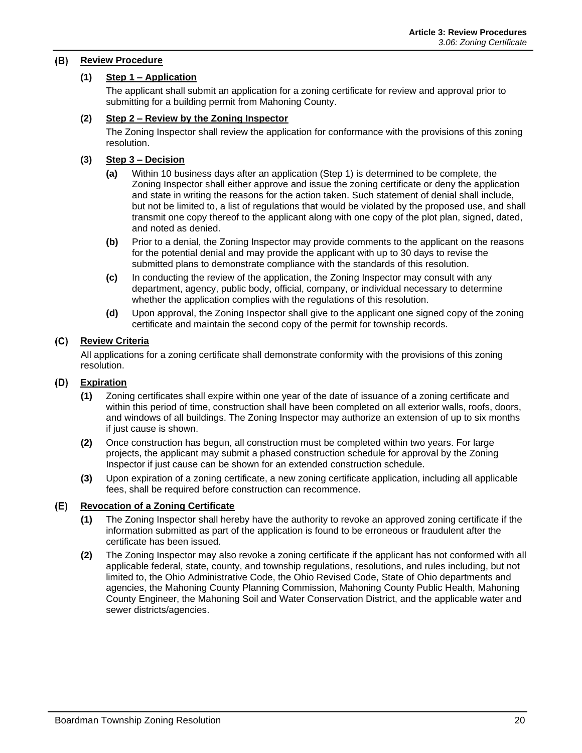### (B) Review Procedure

**(1) Step 1 – Application**

The applicant shall submit an application for a zoning certificate for review and approval prior to submitting for a building permit from Mahoning County.

**(2) Step 2 – Review by the Zoning Inspector**

The Zoning Inspector shall review the application for conformance with the provisions of this zoning resolution.

**(3) Step 3 – Decision**

- **(a)** Within 10 business days after an application (Step 1) is determined to be complete, the Zoning Inspector shall either approve and issue the zoning certificate or deny the application and state in writing the reasons for the action taken. Such statement of denial shall include, but not be limited to, a list of regulations that would be violated by the proposed use, and shall transmit one copy thereof to the applicant along with one copy of the plot plan, signed, dated, and noted as denied.
- **(b)** Prior to a denial, the Zoning Inspector may provide comments to the applicant on the reasons for the potential denial and may provide the applicant with up to 30 days to revise the submitted plans to demonstrate compliance with the standards of this resolution.
- **(c)** In conducting the review of the application, the Zoning Inspector may consult with any department, agency, public body, official, company, or individual necessary to determine whether the application complies with the regulations of this resolution.
- **(d)** Upon approval, the Zoning Inspector shall give to the applicant one signed copy of the zoning certificate and maintain the second copy of the permit for township records.

### (C) Review Criteria

All applications for a zoning certificate shall demonstrate conformity with the provisions of this zoning resolution.

### (D) Expiration

- **(1)** Zoning certificates shall expire within one year of the date of issuance of a zoning certificate and within this period of time, construction shall have been completed on all exterior walls, roofs, doors, and windows of all buildings. The Zoning Inspector may authorize an extension of up to six months if just cause is shown.
- **(2)** Once construction has begun, all construction must be completed within two years. For large projects, the applicant may submit a phased construction schedule for approval by the Zoning Inspector if just cause can be shown for an extended construction schedule.
- **(3)** Upon expiration of a zoning certificate, a new zoning certificate application, including all applicable fees, shall be required before construction can recommence.

### (E) Revocation of a Zoning Certificate

- **(1)** The Zoning Inspector shall hereby have the authority to revoke an approved zoning certificate if the information submitted as part of the application is found to be erroneous or fraudulent after the certificate has been issued.
- **(2)** The Zoning Inspector may also revoke a zoning certificate if the applicant has not conformed with all applicable federal, state, county, and township regulations, resolutions, and rules including, but not limited to, the Ohio Administrative Code, the Ohio Revised Code, State of Ohio departments and agencies, the Mahoning County Planning Commission, Mahoning County Public Health, Mahoning County Engineer, the Mahoning Soil and Water Conservation District, and the applicable water and sewer districts/agencies.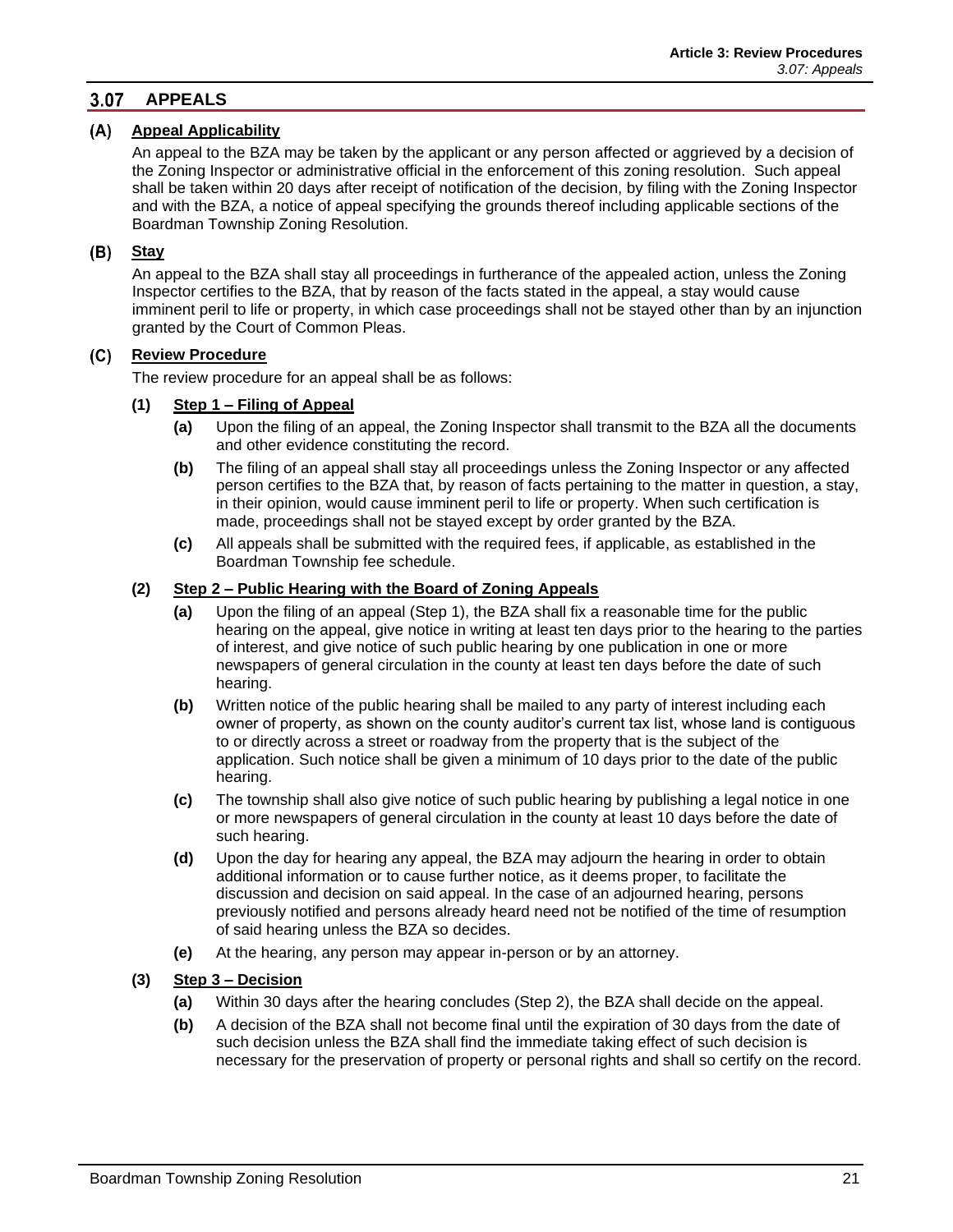## 3.07 APPEALS

### (A) Appeal Applicability

An appeal to the BZA may be taken by the applicant or any person affected or aggrieved by a decision of the Zoning Inspector or administrative official in the enforcement of this zoning resolution. Such appeal shall be taken within 20 days after receipt of notification of the decision, by filing with the Zoning Inspector and with the BZA, a notice of appeal specifying the grounds thereof including applicable sections of the Boardman Township Zoning Resolution.

### (B) Stay

An appeal to the BZA shall stay all proceedings in furtherance of the appealed action, unless the Zoning Inspector certifies to the BZA, that by reason of the facts stated in the appeal, a stay would cause imminent peril to life or property, in which case proceedings shall not be stayed other than by an injunction granted by the Court of Common Pleas.

### (C) Review Procedure

The review procedure for an appeal shall be as follows:

**(1) Step 1 – Filing of Appeal**

- **(a)** Upon the filing of an appeal, the Zoning Inspector shall transmit to the BZA all the documents and other evidence constituting the record.
- **(b)** The filing of an appeal shall stay all proceedings unless the Zoning Inspector or any affected person certifies to the BZA that, by reason of facts pertaining to the matter in question, a stay, in their opinion, would cause imminent peril to life or property. When such certification is made, proceedings shall not be stayed except by order granted by the BZA.
- **(c)** All appeals shall be submitted with the required fees, if applicable, as established in the Boardman Township fee schedule.

**(2) Step 2 – Public Hearing with the Board of Zoning Appeals**

- **(a)** Upon the filing of an appeal (Step 1), the BZA shall fix a reasonable time for the public hearing on the appeal, give notice in writing at least ten days prior to the hearing to the parties of interest, and give notice of such public hearing by one publication in one or more newspapers of general circulation in the county at least ten days before the date of such hearing.
- **(b)** Written notice of the public hearing shall be mailed to any party of interest including each owner of property, as shown on the county auditor's current tax list, whose land is contiguous to or directly across a street or roadway from the property that is the subject of the application. Such notice shall be given a minimum of 10 days prior to the date of the public hearing.
- **(c)** The township shall also give notice of such public hearing by publishing a legal notice in one or more newspapers of general circulation in the county at least 10 days before the date of such hearing.
- **(d)** Upon the day for hearing any appeal, the BZA may adjourn the hearing in order to obtain additional information or to cause further notice, as it deems proper, to facilitate the discussion and decision on said appeal. In the case of an adjourned hearing, persons previously notified and persons already heard need not be notified of the time of resumption of said hearing unless the BZA so decides.
- **(e)** At the hearing, any person may appear in-person or by an attorney.

**(3) Step 3 – Decision**

- **(a)** Within 30 days after the hearing concludes (Step 2), the BZA shall decide on the appeal.
- **(b)** A decision of the BZA shall not become final until the expiration of 30 days from the date of such decision unless the BZA shall find the immediate taking effect of such decision is necessary for the preservation of property or personal rights and shall so certify on the record.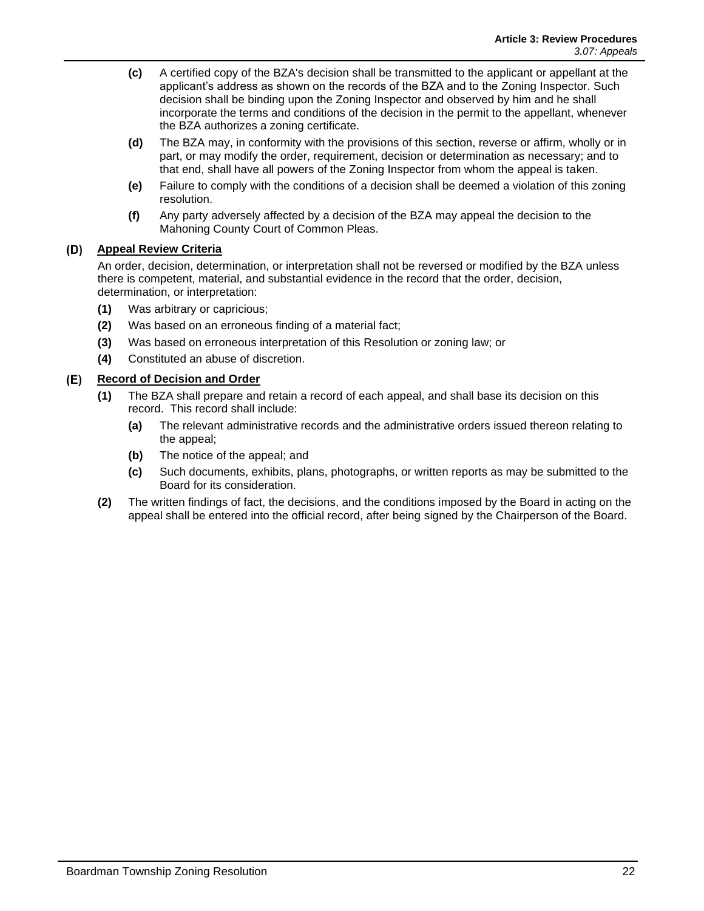**(c)** A certified copy of the BZA's decision shall be transmitted to the applicant or appellant at the applicant's address as shown on the records of the BZA and to the Zoning Inspector. Such decision shall be binding upon the Zoning Inspector and observed by him and he shall incorporate the terms and conditions of the decision in the permit to the appellant, whenever the BZA authorizes a zoning certificate.

**(d)** The BZA may, in conformity with the provisions of this section, reverse or affirm, wholly or in part, or may modify the order, requirement, decision or determination as necessary; and to that end, shall have all powers of the Zoning Inspector from whom the appeal is taken.

**(e)** Failure to comply with the conditions of a decision shall be deemed a violation of this zoning resolution.

**(f)** Any party adversely affected by a decision of the BZA may appeal the decision to the Mahoning County Court of Common Pleas.

## (D) Appeal Review Criteria

An order, decision, determination, or interpretation shall not be reversed or modified by the BZA unless there is competent, material, and substantial evidence in the record that the order, decision, determination, or interpretation:

**(1)** Was arbitrary or capricious;

**(2)** Was based on an erroneous finding of a material fact;

**(3)** Was based on erroneous interpretation of this Resolution or zoning law; or

**(4)** Constituted an abuse of discretion.

## (E) Record of Decision and Order

**(1)** The BZA shall prepare and retain a record of each appeal, and shall base its decision on this record. This record shall include:

**(a)** The relevant administrative records and the administrative orders issued thereon relating to the appeal;

**(b)** The notice of the appeal; and

**(c)** Such documents, exhibits, plans, photographs, or written reports as may be submitted to the Board for its consideration.

**(2)** The written findings of fact, the decisions, and the conditions imposed by the Board in acting on the appeal shall be entered into the official record, after being signed by the Chairperson of the Board.